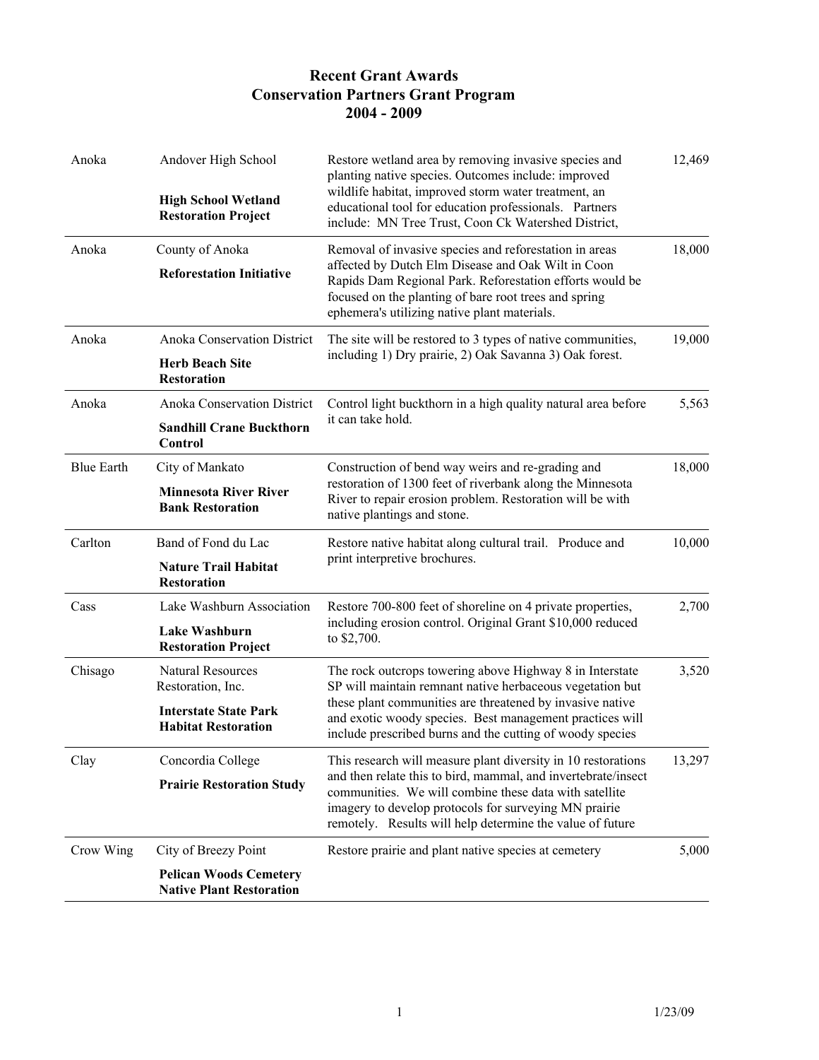# Recent Grant Awards
## Conservation Partners Grant Program
## 2004 - 2009

| County | Grantee / Project | Description | Amount |
|---|---|---|---|
| Anoka | Andover High School<br>**High School Wetland Restoration Project** | Restore wetland area by removing invasive species and planting native species. Outcomes include: improved wildlife habitat, improved storm water treatment, an educational tool for education professionals. Partners include: MN Tree Trust, Coon Ck Watershed District, | 12,469 |
| Anoka | County of Anoka<br>**Reforestation Initiative** | Removal of invasive species and reforestation in areas affected by Dutch Elm Disease and Oak Wilt in Coon Rapids Dam Regional Park. Reforestation efforts would be focused on the planting of bare root trees and spring ephemera's utilizing native plant materials. | 18,000 |
| Anoka | Anoka Conservation District<br>**Herb Beach Site Restoration** | The site will be restored to 3 types of native communities, including 1) Dry prairie, 2) Oak Savanna 3) Oak forest. | 19,000 |
| Anoka | Anoka Conservation District<br>**Sandhill Crane Buckthorn Control** | Control light buckthorn in a high quality natural area before it can take hold. | 5,563 |
| Blue Earth | City of Mankato<br>**Minnesota River River Bank Restoration** | Construction of bend way weirs and re-grading and restoration of 1300 feet of riverbank along the Minnesota River to repair erosion problem. Restoration will be with native plantings and stone. | 18,000 |
| Carlton | Band of Fond du Lac<br>**Nature Trail Habitat Restoration** | Restore native habitat along cultural trail. Produce and print interpretive brochures. | 10,000 |
| Cass | Lake Washburn Association<br>**Lake Washburn Restoration Project** | Restore 700-800 feet of shoreline on 4 private properties, including erosion control. Original Grant $10,000 reduced to $2,700. | 2,700 |
| Chisago | Natural Resources Restoration, Inc.<br>**Interstate State Park Habitat Restoration** | The rock outcrops towering above Highway 8 in Interstate SP will maintain remnant native herbaceous vegetation but these plant communities are threatened by invasive native and exotic woody species. Best management practices will include prescribed burns and the cutting of woody species | 3,520 |
| Clay | Concordia College<br>**Prairie Restoration Study** | This research will measure plant diversity in 10 restorations and then relate this to bird, mammal, and invertebrate/insect communities. We will combine these data with satellite imagery to develop protocols for surveying MN prairie remotely. Results will help determine the value of future | 13,297 |
| Crow Wing | City of Breezy Point<br>**Pelican Woods Cemetery Native Plant Restoration** | Restore prairie and plant native species at cemetery | 5,000 |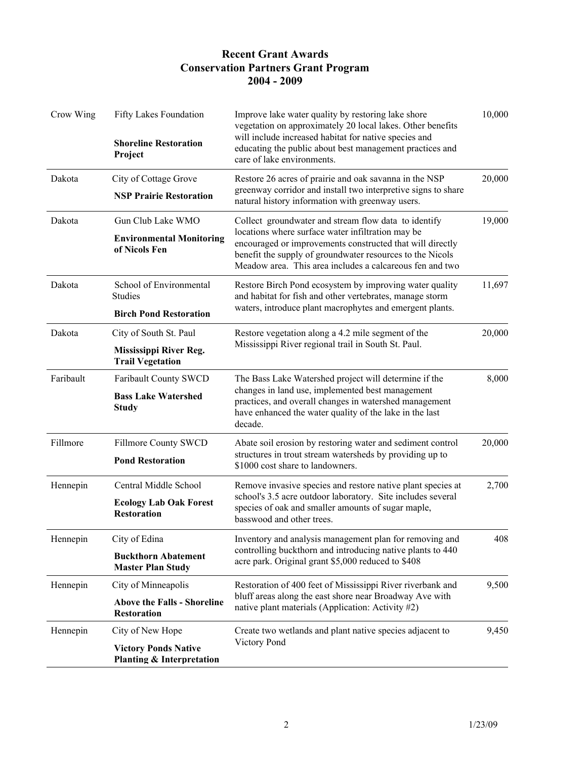**Recent Grant Awards**
**Conservation Partners Grant Program**
**2004 - 2009**

| County | Grantee / Project | Description | Amount |
|---|---|---|---|
| Crow Wing | Fifty Lakes Foundation<br>**Shoreline Restoration Project** | Improve lake water quality by restoring lake shore vegetation on approximately 20 local lakes. Other benefits will include increased habitat for native species and educating the public about best management practices and care of lake environments. | 10,000 |
| Dakota | City of Cottage Grove<br>**NSP Prairie Restoration** | Restore 26 acres of prairie and oak savanna in the NSP greenway corridor and install two interpretive signs to share natural history information with greenway users. | 20,000 |
| Dakota | Gun Club Lake WMO<br>**Environmental Monitoring of Nicols Fen** | Collect groundwater and stream flow data to identify locations where surface water infiltration may be encouraged or improvements constructed that will directly benefit the supply of groundwater resources to the Nicols Meadow area. This area includes a calcareous fen and two | 19,000 |
| Dakota | School of Environmental Studies<br>**Birch Pond Restoration** | Restore Birch Pond ecosystem by improving water quality and habitat for fish and other vertebrates, manage storm waters, introduce plant macrophytes and emergent plants. | 11,697 |
| Dakota | City of South St. Paul<br>**Mississippi River Reg. Trail Vegetation** | Restore vegetation along a 4.2 mile segment of the Mississippi River regional trail in South St. Paul. | 20,000 |
| Faribault | Faribault County SWCD<br>**Bass Lake Watershed Study** | The Bass Lake Watershed project will determine if the changes in land use, implemented best management practices, and overall changes in watershed management have enhanced the water quality of the lake in the last decade. | 8,000 |
| Fillmore | Fillmore County SWCD<br>**Pond Restoration** | Abate soil erosion by restoring water and sediment control structures in trout stream watersheds by providing up to $1000 cost share to landowners. | 20,000 |
| Hennepin | Central Middle School<br>**Ecology Lab Oak Forest Restoration** | Remove invasive species and restore native plant species at school's 3.5 acre outdoor laboratory. Site includes several species of oak and smaller amounts of sugar maple, basswood and other trees. | 2,700 |
| Hennepin | City of Edina<br>**Buckthorn Abatement Master Plan Study** | Inventory and analysis management plan for removing and controlling buckthorn and introducing native plants to 440 acre park. Original grant $5,000 reduced to $408 | 408 |
| Hennepin | City of Minneapolis<br>**Above the Falls - Shoreline Restoration** | Restoration of 400 feet of Mississippi River riverbank and bluff areas along the east shore near Broadway Ave with native plant materials (Application: Activity #2) | 9,500 |
| Hennepin | City of New Hope<br>**Victory Ponds Native Planting & Interpretation** | Create two wetlands and plant native species adjacent to Victory Pond | 9,450 |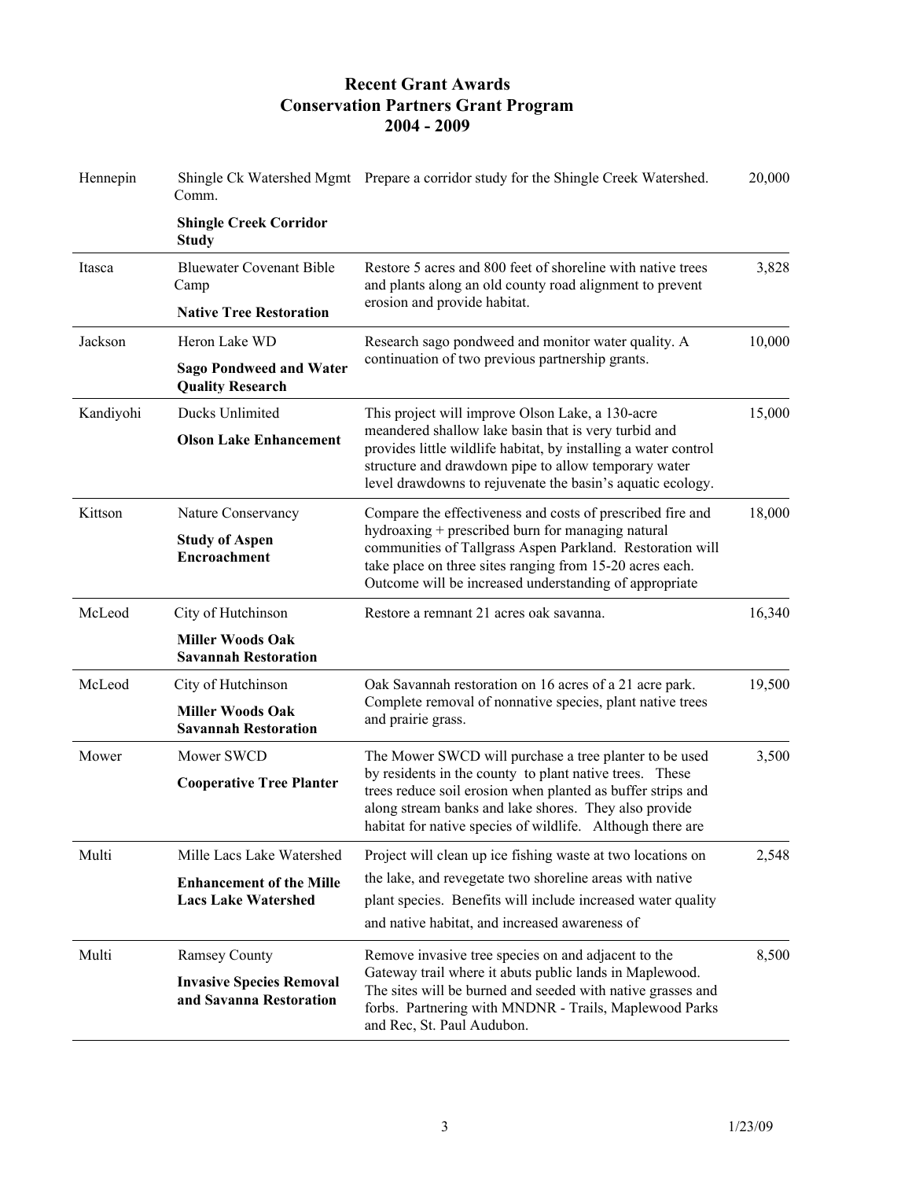# Recent Grant Awards
## Conservation Partners Grant Program
## 2004 - 2009

| County | Grantee / Project | Description | Amount |
|---|---|---|---|
| Hennepin | Shingle Ck Watershed Mgmt Comm. **Shingle Creek Corridor Study** | Prepare a corridor study for the Shingle Creek Watershed. | 20,000 |
| Itasca | Bluewater Covenant Bible Camp **Native Tree Restoration** | Restore 5 acres and 800 feet of shoreline with native trees and plants along an old county road alignment to prevent erosion and provide habitat. | 3,828 |
| Jackson | Heron Lake WD **Sago Pondweed and Water Quality Research** | Research sago pondweed and monitor water quality. A continuation of two previous partnership grants. | 10,000 |
| Kandiyohi | Ducks Unlimited **Olson Lake Enhancement** | This project will improve Olson Lake, a 130-acre meandered shallow lake basin that is very turbid and provides little wildlife habitat, by installing a water control structure and drawdown pipe to allow temporary water level drawdowns to rejuvenate the basin's aquatic ecology. | 15,000 |
| Kittson | Nature Conservancy **Study of Aspen Encroachment** | Compare the effectiveness and costs of prescribed fire and hydroaxing + prescribed burn for managing natural communities of Tallgrass Aspen Parkland. Restoration will take place on three sites ranging from 15-20 acres each. Outcome will be increased understanding of appropriate | 18,000 |
| McLeod | City of Hutchinson **Miller Woods Oak Savannah Restoration** | Restore a remnant 21 acres oak savanna. | 16,340 |
| McLeod | City of Hutchinson **Miller Woods Oak Savannah Restoration** | Oak Savannah restoration on 16 acres of a 21 acre park. Complete removal of nonnative species, plant native trees and prairie grass. | 19,500 |
| Mower | Mower SWCD **Cooperative Tree Planter** | The Mower SWCD will purchase a tree planter to be used by residents in the county to plant native trees. These trees reduce soil erosion when planted as buffer strips and along stream banks and lake shores. They also provide habitat for native species of wildlife. Although there are | 3,500 |
| Multi | Mille Lacs Lake Watershed **Enhancement of the Mille Lacs Lake Watershed** | Project will clean up ice fishing waste at two locations on the lake, and revegetate two shoreline areas with native plant species. Benefits will include increased water quality and native habitat, and increased awareness of | 2,548 |
| Multi | Ramsey County **Invasive Species Removal and Savanna Restoration** | Remove invasive tree species on and adjacent to the Gateway trail where it abuts public lands in Maplewood. The sites will be burned and seeded with native grasses and forbs. Partnering with MNDNR - Trails, Maplewood Parks and Rec, St. Paul Audubon. | 8,500 |

1/23/09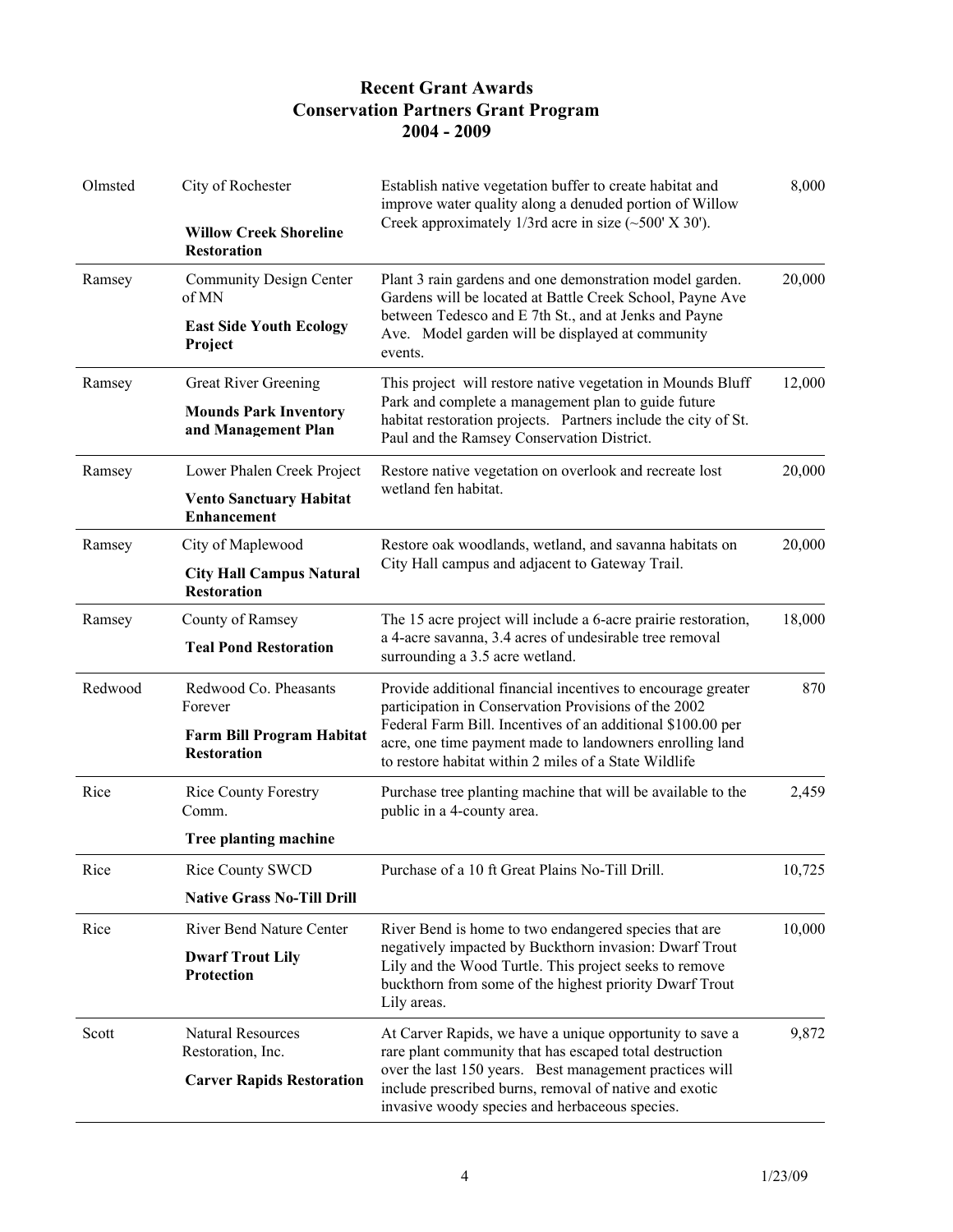# Recent Grant Awards
## Conservation Partners Grant Program
## 2004 - 2009

| County | Grantee / Project | Description | Amount |
|---|---|---|---|
| Olmsted | City of Rochester **Willow Creek Shoreline Restoration** | Establish native vegetation buffer to create habitat and improve water quality along a denuded portion of Willow Creek approximately 1/3rd acre in size (~500' X 30'). | 8,000 |
| Ramsey | Community Design Center of MN **East Side Youth Ecology Project** | Plant 3 rain gardens and one demonstration model garden. Gardens will be located at Battle Creek School, Payne Ave between Tedesco and E 7th St., and at Jenks and Payne Ave. Model garden will be displayed at community events. | 20,000 |
| Ramsey | Great River Greening **Mounds Park Inventory and Management Plan** | This project will restore native vegetation in Mounds Bluff Park and complete a management plan to guide future habitat restoration projects. Partners include the city of St. Paul and the Ramsey Conservation District. | 12,000 |
| Ramsey | Lower Phalen Creek Project **Vento Sanctuary Habitat Enhancement** | Restore native vegetation on overlook and recreate lost wetland fen habitat. | 20,000 |
| Ramsey | City of Maplewood **City Hall Campus Natural Restoration** | Restore oak woodlands, wetland, and savanna habitats on City Hall campus and adjacent to Gateway Trail. | 20,000 |
| Ramsey | County of Ramsey **Teal Pond Restoration** | The 15 acre project will include a 6-acre prairie restoration, a 4-acre savanna, 3.4 acres of undesirable tree removal surrounding a 3.5 acre wetland. | 18,000 |
| Redwood | Redwood Co. Pheasants Forever **Farm Bill Program Habitat Restoration** | Provide additional financial incentives to encourage greater participation in Conservation Provisions of the 2002 Federal Farm Bill. Incentives of an additional $100.00 per acre, one time payment made to landowners enrolling land to restore habitat within 2 miles of a State Wildlife | 870 |
| Rice | Rice County Forestry Comm. **Tree planting machine** | Purchase tree planting machine that will be available to the public in a 4-county area. | 2,459 |
| Rice | Rice County SWCD **Native Grass No-Till Drill** | Purchase of a 10 ft Great Plains No-Till Drill. | 10,725 |
| Rice | River Bend Nature Center **Dwarf Trout Lily Protection** | River Bend is home to two endangered species that are negatively impacted by Buckthorn invasion: Dwarf Trout Lily and the Wood Turtle. This project seeks to remove buckthorn from some of the highest priority Dwarf Trout Lily areas. | 10,000 |
| Scott | Natural Resources Restoration, Inc. **Carver Rapids Restoration** | At Carver Rapids, we have a unique opportunity to save a rare plant community that has escaped total destruction over the last 150 years. Best management practices will include prescribed burns, removal of native and exotic invasive woody species and herbaceous species. | 9,872 |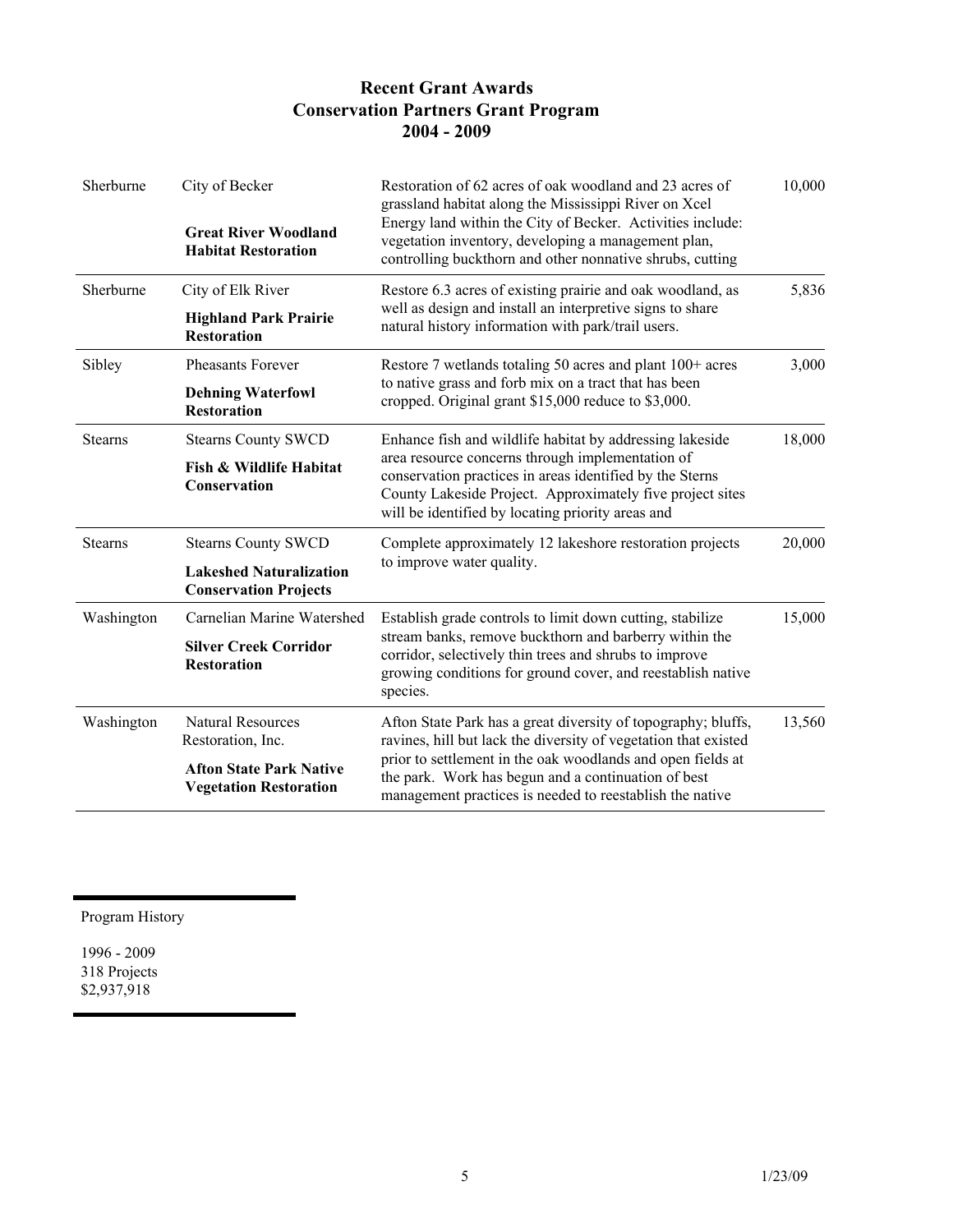## Recent Grant Awards
## Conservation Partners Grant Program
## 2004 - 2009

| | | | |
|---|---|---|---|
| Sherburne | City of Becker<br>**Great River Woodland Habitat Restoration** | Restoration of 62 acres of oak woodland and 23 acres of grassland habitat along the Mississippi River on Xcel Energy land within the City of Becker. Activities include: vegetation inventory, developing a management plan, controlling buckthorn and other nonnative shrubs, cutting | 10,000 |
| Sherburne | City of Elk River<br>**Highland Park Prairie Restoration** | Restore 6.3 acres of existing prairie and oak woodland, as well as design and install an interpretive signs to share natural history information with park/trail users. | 5,836 |
| Sibley | Pheasants Forever<br>**Dehning Waterfowl Restoration** | Restore 7 wetlands totaling 50 acres and plant 100+ acres to native grass and forb mix on a tract that has been cropped. Original grant $15,000 reduce to $3,000. | 3,000 |
| Stearns | Stearns County SWCD<br>**Fish & Wildlife Habitat Conservation** | Enhance fish and wildlife habitat by addressing lakeside area resource concerns through implementation of conservation practices in areas identified by the Sterns County Lakeside Project. Approximately five project sites will be identified by locating priority areas and | 18,000 |
| Stearns | Stearns County SWCD<br>**Lakeshed Naturalization Conservation Projects** | Complete approximately 12 lakeshore restoration projects to improve water quality. | 20,000 |
| Washington | Carnelian Marine Watershed<br>**Silver Creek Corridor Restoration** | Establish grade controls to limit down cutting, stabilize stream banks, remove buckthorn and barberry within the corridor, selectively thin trees and shrubs to improve growing conditions for ground cover, and reestablish native species. | 15,000 |
| Washington | Natural Resources Restoration, Inc.<br>**Afton State Park Native Vegetation Restoration** | Afton State Park has a great diversity of topography; bluffs, ravines, hill but lack the diversity of vegetation that existed prior to settlement in the oak woodlands and open fields at the park. Work has begun and a continuation of best management practices is needed to reestablish the native | 13,560 |

Program History

1996 - 2009
318 Projects
$2,937,918